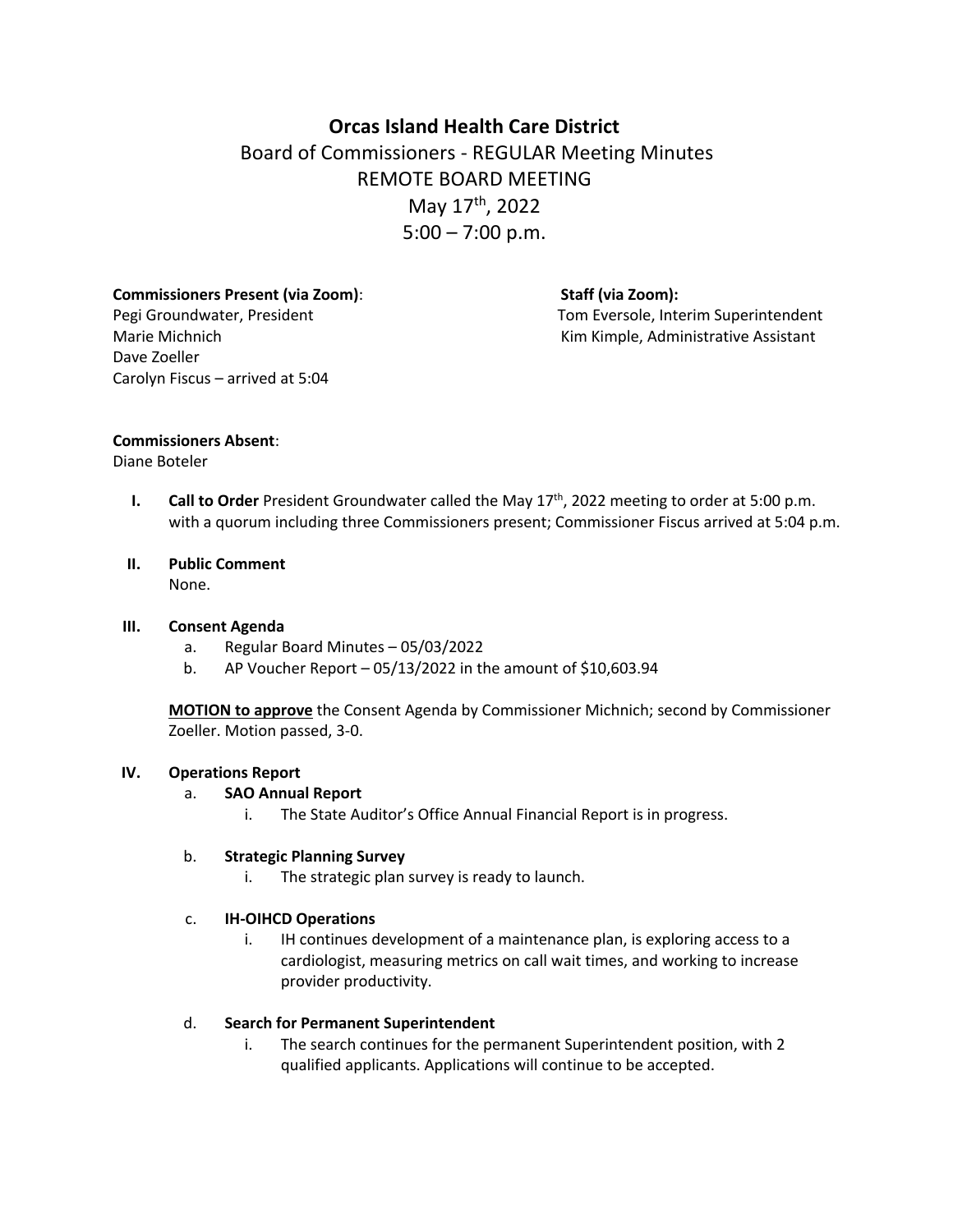# Orcas Island Health Care District

## Board of Commissioners - REGULAR Meeting Minutes

## REMOTE BOARD MEETING

## May 17th, 2022

## 5:00 – 7:00 p.m.

**Commissioners Present (via Zoom)**:
Pegi Groundwater, President
Marie Michnich
Dave Zoeller
Carolyn Fiscus – arrived at 5:04

**Staff (via Zoom):**
Tom Eversole, Interim Superintendent
Kim Kimple, Administrative Assistant

**Commissioners Absent**:
Diane Boteler

I. **Call to Order** President Groundwater called the May 17th, 2022 meeting to order at 5:00 p.m. with a quorum including three Commissioners present; Commissioner Fiscus arrived at 5:04 p.m.

II. **Public Comment**
None.

III. **Consent Agenda**
   a. Regular Board Minutes – 05/03/2022
   b. AP Voucher Report – 05/13/2022 in the amount of $10,603.94

   **MOTION to approve** the Consent Agenda by Commissioner Michnich; second by Commissioner Zoeller. Motion passed, 3-0.

IV. **Operations Report**
   a. **SAO Annual Report**
      i. The State Auditor's Office Annual Financial Report is in progress.

   b. **Strategic Planning Survey**
      i. The strategic plan survey is ready to launch.

   c. **IH-OIHCD Operations**
      i. IH continues development of a maintenance plan, is exploring access to a cardiologist, measuring metrics on call wait times, and working to increase provider productivity.

   d. **Search for Permanent Superintendent**
      i. The search continues for the permanent Superintendent position, with 2 qualified applicants. Applications will continue to be accepted.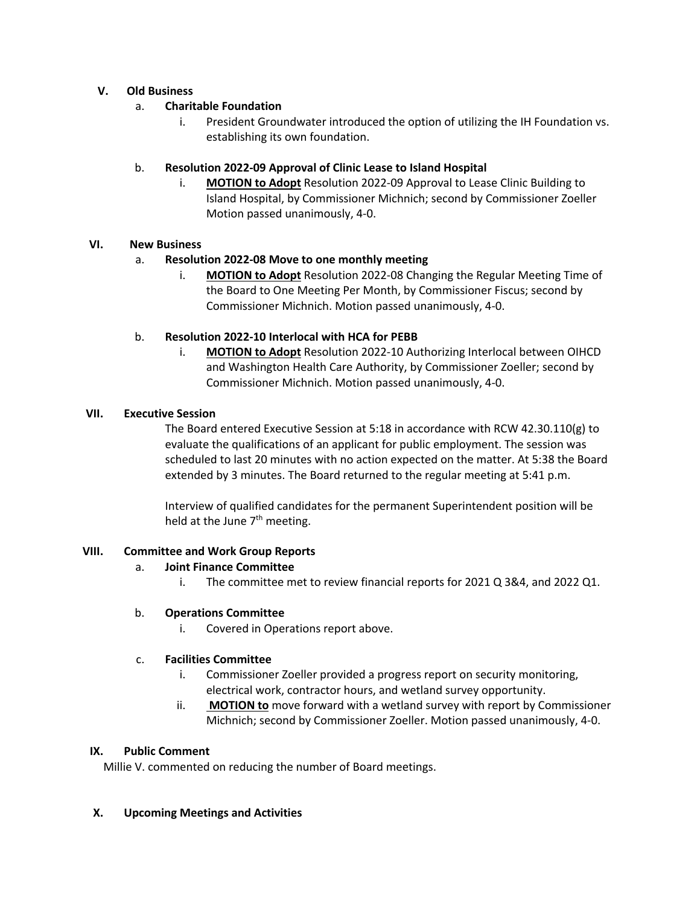## V. Old Business

a. **Charitable Foundation**

   i. President Groundwater introduced the option of utilizing the IH Foundation vs. establishing its own foundation.

b. **Resolution 2022-09 Approval of Clinic Lease to Island Hospital**

   i. **MOTION to Adopt** Resolution 2022-09 Approval to Lease Clinic Building to Island Hospital, by Commissioner Michnich; second by Commissioner Zoeller Motion passed unanimously, 4-0.

## VI. New Business

a. **Resolution 2022-08 Move to one monthly meeting**

   i. **MOTION to Adopt** Resolution 2022-08 Changing the Regular Meeting Time of the Board to One Meeting Per Month, by Commissioner Fiscus; second by Commissioner Michnich. Motion passed unanimously, 4-0.

b. **Resolution 2022-10 Interlocal with HCA for PEBB**

   i. **MOTION to Adopt** Resolution 2022-10 Authorizing Interlocal between OIHCD and Washington Health Care Authority, by Commissioner Zoeller; second by Commissioner Michnich. Motion passed unanimously, 4-0.

## VII. Executive Session

The Board entered Executive Session at 5:18 in accordance with RCW 42.30.110(g) to evaluate the qualifications of an applicant for public employment. The session was scheduled to last 20 minutes with no action expected on the matter. At 5:38 the Board extended by 3 minutes. The Board returned to the regular meeting at 5:41 p.m.

Interview of qualified candidates for the permanent Superintendent position will be held at the June 7th meeting.

## VIII. Committee and Work Group Reports

a. **Joint Finance Committee**

   i. The committee met to review financial reports for 2021 Q 3&4, and 2022 Q1.

b. **Operations Committee**

   i. Covered in Operations report above.

c. **Facilities Committee**

   i. Commissioner Zoeller provided a progress report on security monitoring, electrical work, contractor hours, and wetland survey opportunity.

   ii. **MOTION to** move forward with a wetland survey with report by Commissioner Michnich; second by Commissioner Zoeller. Motion passed unanimously, 4-0.

## IX. Public Comment

Millie V. commented on reducing the number of Board meetings.

## X. Upcoming Meetings and Activities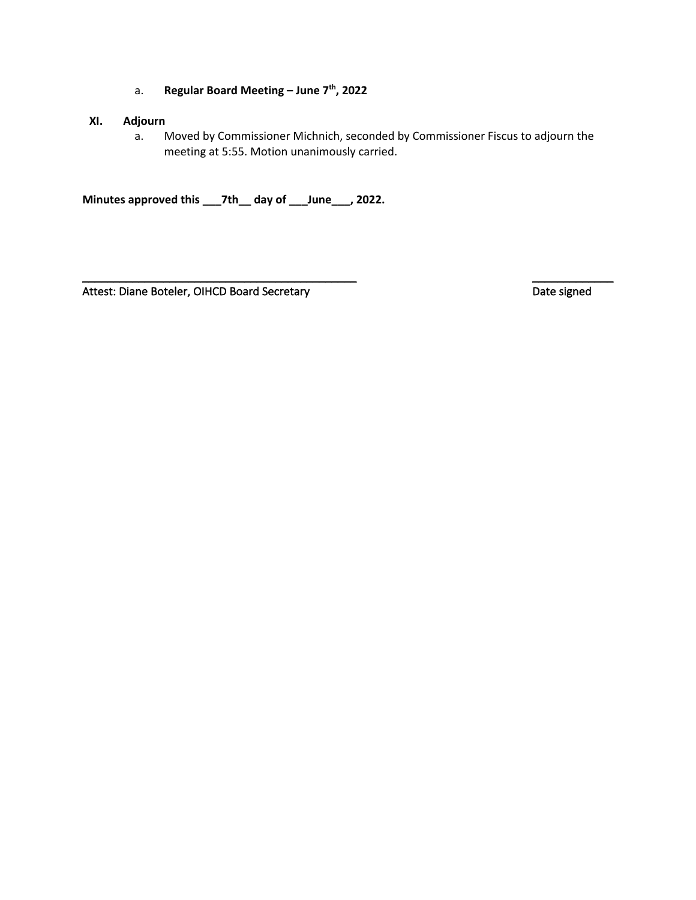a. **Regular Board Meeting – June 7th, 2022**

**XI. Adjourn**

a. Moved by Commissioner Michnich, seconded by Commissioner Fiscus to adjourn the meeting at 5:55. Motion unanimously carried.

**Minutes approved this ___7th__ day of ___June___, 2022.**

_____________________________________________ _____________

Attest: Diane Boteler, OIHCD Board Secretary Date signed